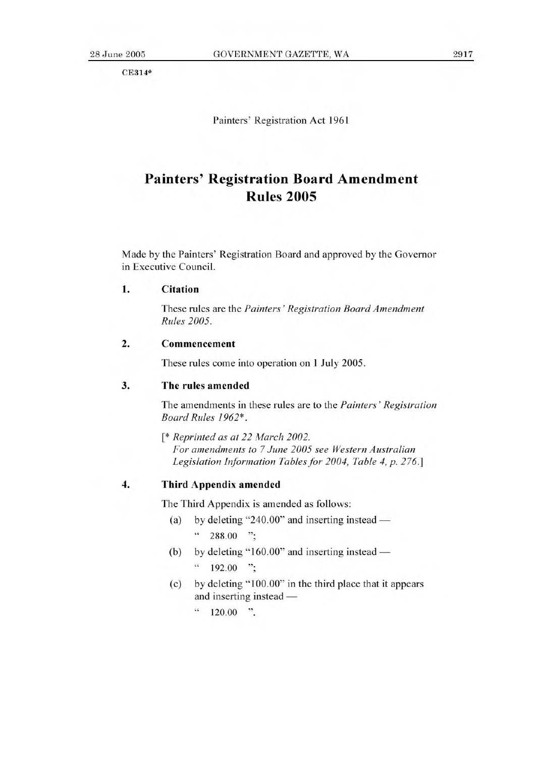CE314*

Painters' Registration Act 1961

# Painters' Registration Board Amendment Rules 2005

Made by the Painters' Registration Board and approved by the Governor in Executive Council.

### 1. Citation

These rules are the *Painters' Registration Board Amendment Rules 2005*.

### 2. Commencement

These rules come into operation on 1 July 2005.

### 3. The rules amended

The amendments in these rules are to the *Painters' Registration Board Rules 1962*\*.

[\* *Reprinted as at 22 March 2002.*
*For amendments to 7 June 2005 see Western Australian Legislation Information Tables for 2004, Table 4, p. 276.*]

### 4. Third Appendix amended

The Third Appendix is amended as follows:

(a) by deleting "240.00" and inserting instead —

" 288.00 ";

(b) by deleting "160.00" and inserting instead —

" 192.00 ";

(c) by deleting "100.00" in the third place that it appears and inserting instead —

" 120.00 ".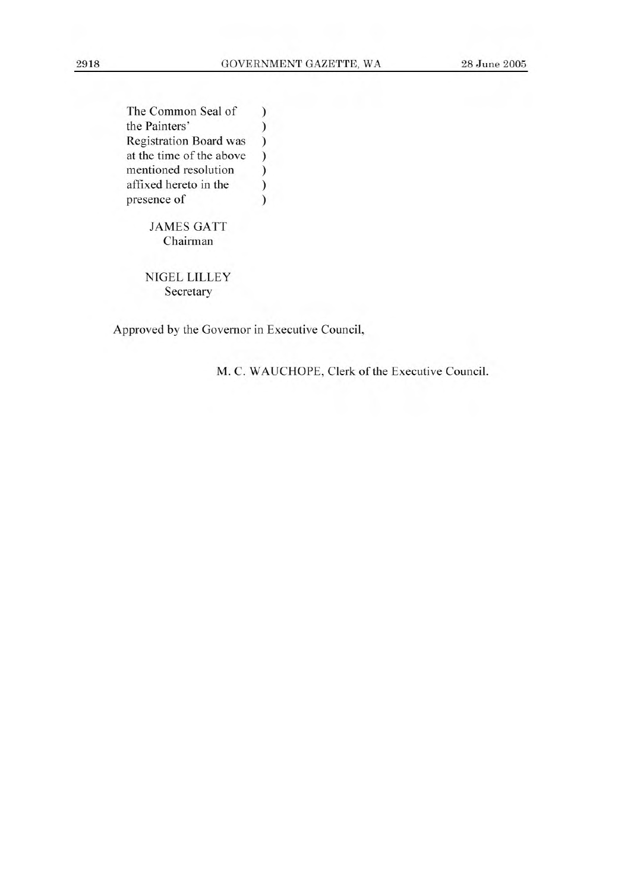The Common Seal of the Painters' Registration Board was at the time of the above mentioned resolution affixed hereto in the presence of

JAMES GATT
Chairman

NIGEL LILLEY
Secretary

Approved by the Governor in Executive Council,

M. C. WAUCHOPE, Clerk of the Executive Council.